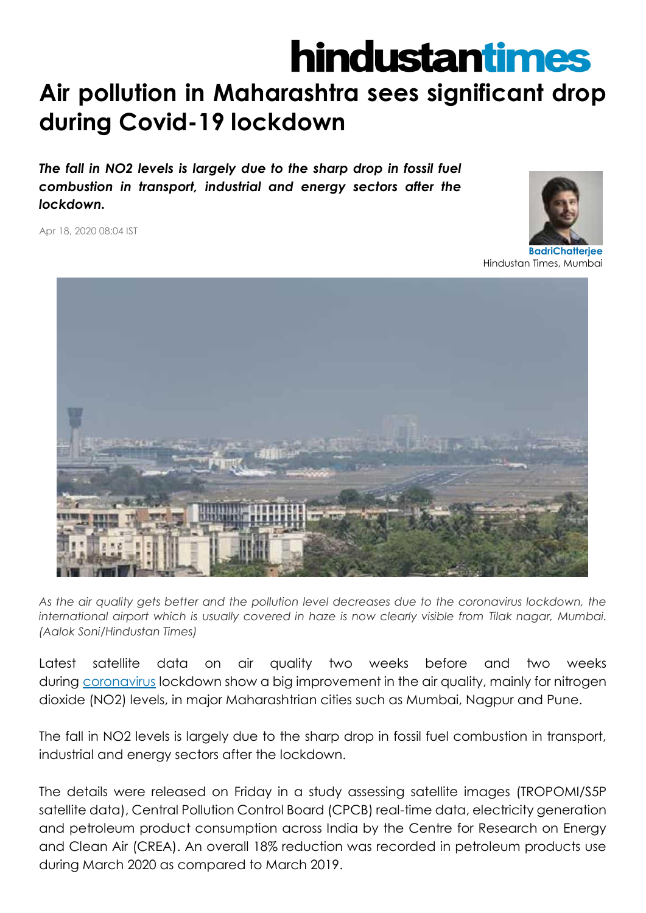hindustantimes

# Air pollution in Maharashtra sees significant drop during Covid-19 lockdown

***The fall in NO2 levels is largely due to the sharp drop in fossil fuel combustion in transport, industrial and energy sectors after the lockdown.***

Apr 18, 2020 08:04 IST

**BadriChatterjee**
Hindustan Times, Mumbai

*As the air quality gets better and the pollution level decreases due to the coronavirus lockdown, the international airport which is usually covered in haze is now clearly visible from Tilak nagar, Mumbai. (Aalok Soni/Hindustan Times)*

Latest satellite data on air quality two weeks before and two weeks during coronavirus lockdown show a big improvement in the air quality, mainly for nitrogen dioxide ($NO_2$) levels, in major Maharashtrian cities such as Mumbai, Nagpur and Pune.

The fall in $NO_2$ levels is largely due to the sharp drop in fossil fuel combustion in transport, industrial and energy sectors after the lockdown.

The details were released on Friday in a study assessing satellite images (TROPOMI/S5P satellite data), Central Pollution Control Board (CPCB) real-time data, electricity generation and petroleum product consumption across India by the Centre for Research on Energy and Clean Air (CREA). An overall 18% reduction was recorded in petroleum products use during March 2020 as compared to March 2019.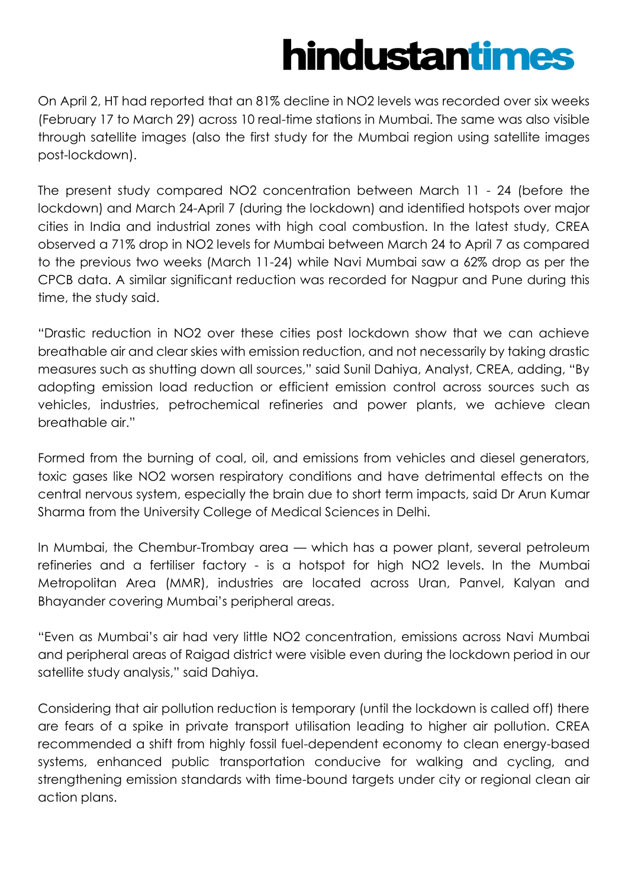On April 2, HT had reported that an 81% decline in $NO_2$ levels was recorded over six weeks (February 17 to March 29) across 10 real-time stations in Mumbai. The same was also visible through satellite images (also the first study for the Mumbai region using satellite images post-lockdown).

The present study compared $NO_2$ concentration between March 11 - 24 (before the lockdown) and March 24-April 7 (during the lockdown) and identified hotspots over major cities in India and industrial zones with high coal combustion. In the latest study, CREA observed a 71% drop in $NO_2$ levels for Mumbai between March 24 to April 7 as compared to the previous two weeks (March 11-24) while Navi Mumbai saw a 62% drop as per the CPCB data. A similar significant reduction was recorded for Nagpur and Pune during this time, the study said.

"Drastic reduction in $NO_2$ over these cities post lockdown show that we can achieve breathable air and clear skies with emission reduction, and not necessarily by taking drastic measures such as shutting down all sources," said Sunil Dahiya, Analyst, CREA, adding, "By adopting emission load reduction or efficient emission control across sources such as vehicles, industries, petrochemical refineries and power plants, we achieve clean breathable air."

Formed from the burning of coal, oil, and emissions from vehicles and diesel generators, toxic gases like $NO_2$ worsen respiratory conditions and have detrimental effects on the central nervous system, especially the brain due to short term impacts, said Dr Arun Kumar Sharma from the University College of Medical Sciences in Delhi.

In Mumbai, the Chembur-Trombay area — which has a power plant, several petroleum refineries and a fertiliser factory - is a hotspot for high $NO_2$ levels. In the Mumbai Metropolitan Area (MMR), industries are located across Uran, Panvel, Kalyan and Bhayander covering Mumbai's peripheral areas.

"Even as Mumbai's air had very little $NO_2$ concentration, emissions across Navi Mumbai and peripheral areas of Raigad district were visible even during the lockdown period in our satellite study analysis," said Dahiya.

Considering that air pollution reduction is temporary (until the lockdown is called off) there are fears of a spike in private transport utilisation leading to higher air pollution. CREA recommended a shift from highly fossil fuel-dependent economy to clean energy-based systems, enhanced public transportation conducive for walking and cycling, and strengthening emission standards with time-bound targets under city or regional clean air action plans.